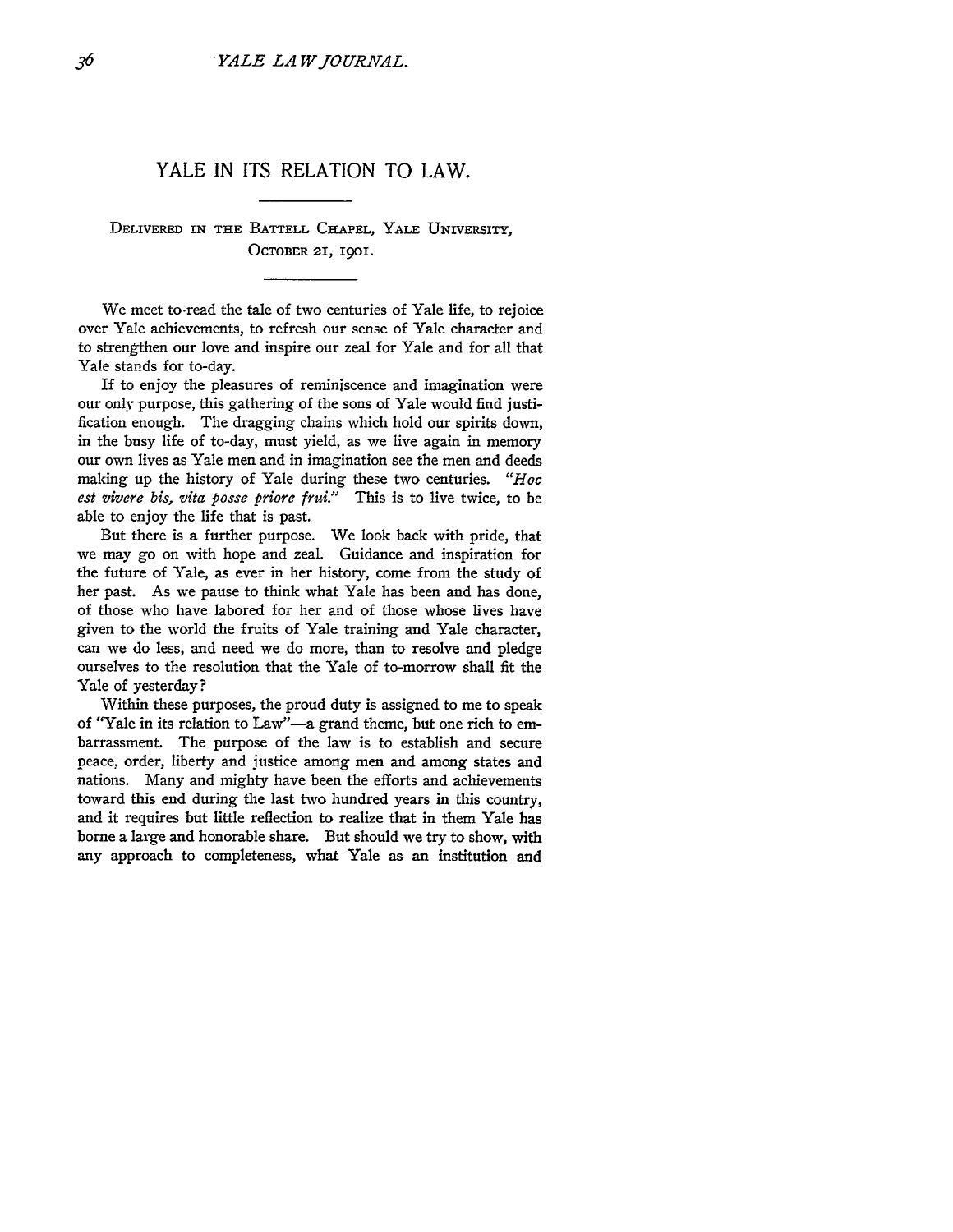# YALE IN ITS RELATION TO LAW.

DELIVERED IN THE BATTELL CHAPEL, YALE UNIVERSITY, OCTOBER 21, 1901.

We meet to read the tale of two centuries of Yale life, to rejoice over Yale achievements, to refresh our sense of Yale character and to strengthen our love and inspire our zeal for Yale and for all that Yale stands for to-day.

If to enjoy the pleasures of reminiscence and imagination were our only purpose, this gathering of the sons of Yale would find justification enough. The dragging chains which hold our spirits down, in the busy life of to-day, must yield, as we live again in memory our own lives as Yale men and in imagination see the men and deeds making up the history of Yale during these two centuries. *"Hoc est vivere bis, vita posse priore frui."* This is to live twice, to be able to enjoy the life that is past.

But there is a further purpose. We look back with pride, that we may go on with hope and zeal. Guidance and inspiration for the future of Yale, as ever in her history, come from the study of her past. As we pause to think what Yale has been and has done, of those who have labored for her and of those whose lives have given to the world the fruits of Yale training and Yale character, can we do less, and need we do more, than to resolve and pledge ourselves to the resolution that the Yale of to-morrow shall fit the Yale of yesterday?

Within these purposes, the proud duty is assigned to me to speak of "Yale in its relation to Law"—a grand theme, but one rich to embarrassment. The purpose of the law is to establish and secure peace, order, liberty and justice among men and among states and nations. Many and mighty have been the efforts and achievements toward this end during the last two hundred years in this country, and it requires but little reflection to realize that in them Yale has borne a large and honorable share. But should we try to show, with any approach to completeness, what Yale as an institution and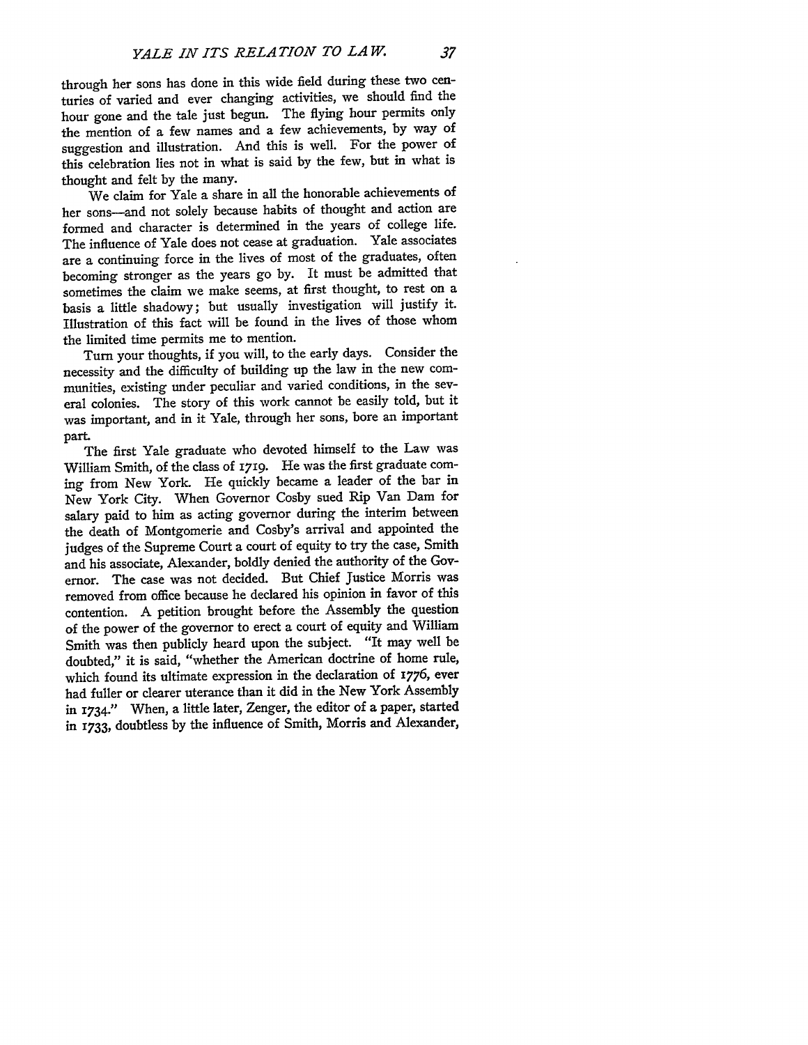through her sons has done in this wide field during these two centuries of varied and ever changing activities, we should find the hour gone and the tale just begun. The flying hour permits only the mention of a few names and a few achievements, by way of suggestion and illustration. And this is well. For the power of this celebration lies not in what is said by the few, but in what is thought and felt by the many.

We claim for Yale a share in all the honorable achievements of her sons—and not solely because habits of thought and action are formed and character is determined in the years of college life. The influence of Yale does not cease at graduation. Yale associates are a continuing force in the lives of most of the graduates, often becoming stronger as the years go by. It must be admitted that sometimes the claim we make seems, at first thought, to rest on a basis a little shadowy; but usually investigation will justify it. Illustration of this fact will be found in the lives of those whom the limited time permits me to mention.

Turn your thoughts, if you will, to the early days. Consider the necessity and the difficulty of building up the law in the new communities, existing under peculiar and varied conditions, in the several colonies. The story of this work cannot be easily told, but it was important, and in it Yale, through her sons, bore an important part.

The first Yale graduate who devoted himself to the Law was William Smith, of the class of 1719. He was the first graduate coming from New York. He quickly became a leader of the bar in New York City. When Governor Cosby sued Rip Van Dam for salary paid to him as acting governor during the interim between the death of Montgomerie and Cosby's arrival and appointed the judges of the Supreme Court a court of equity to try the case, Smith and his associate, Alexander, boldly denied the authority of the Governor. The case was not decided. But Chief Justice Morris was removed from office because he declared his opinion in favor of this contention. A petition brought before the Assembly the question of the power of the governor to erect a court of equity and William Smith was then publicly heard upon the subject. "It may well be doubted," it is said, "whether the American doctrine of home rule, which found its ultimate expression in the declaration of 1776, ever had fuller or clearer uterance than it did in the New York Assembly in 1734." When, a little later, Zenger, the editor of a paper, started in 1733, doubtless by the influence of Smith, Morris and Alexander,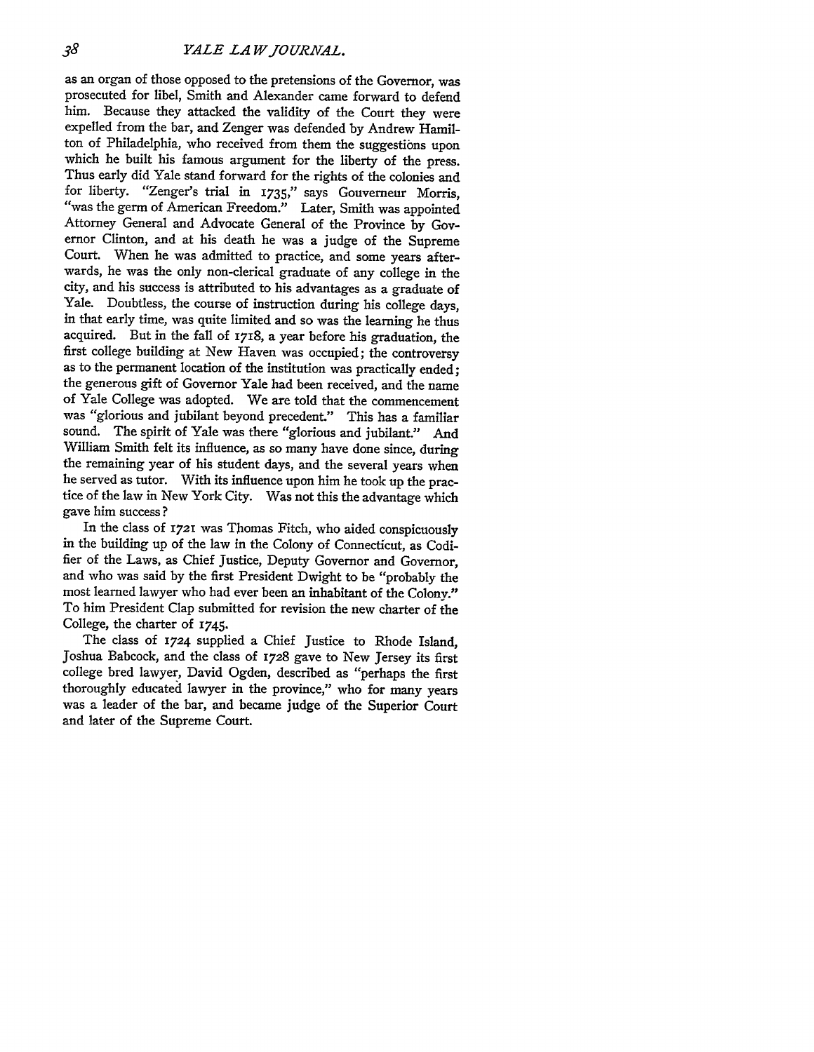as an organ of those opposed to the pretensions of the Governor, was prosecuted for libel, Smith and Alexander came forward to defend him. Because they attacked the validity of the Court they were expelled from the bar, and Zenger was defended by Andrew Hamilton of Philadelphia, who received from them the suggestions upon which he built his famous argument for the liberty of the press. Thus early did Yale stand forward for the rights of the colonies and for liberty. "Zenger's trial in 1735," says Gouverneur Morris, "was the germ of American Freedom." Later, Smith was appointed Attorney General and Advocate General of the Province by Governor Clinton, and at his death he was a judge of the Supreme Court. When he was admitted to practice, and some years afterwards, he was the only non-clerical graduate of any college in the city, and his success is attributed to his advantages as a graduate of Yale. Doubtless, the course of instruction during his college days, in that early time, was quite limited and so was the learning he thus acquired. But in the fall of 1718, a year before his graduation, the first college building at New Haven was occupied; the controversy as to the permanent location of the institution was practically ended; the generous gift of Governor Yale had been received, and the name of Yale College was adopted. We are told that the commencement was "glorious and jubilant beyond precedent." This has a familiar sound. The spirit of Yale was there "glorious and jubilant." And William Smith felt its influence, as so many have done since, during the remaining year of his student days, and the several years when he served as tutor. With its influence upon him he took up the practice of the law in New York City. Was not this the advantage which gave him success?

In the class of 1721 was Thomas Fitch, who aided conspicuously in the building up of the law in the Colony of Connecticut, as Codifier of the Laws, as Chief Justice, Deputy Governor and Governor, and who was said by the first President Dwight to be "probably the most learned lawyer who had ever been an inhabitant of the Colony." To him President Clap submitted for revision the new charter of the College, the charter of 1745.

The class of 1724 supplied a Chief Justice to Rhode Island, Joshua Babcock, and the class of 1728 gave to New Jersey its first college bred lawyer, David Ogden, described as "perhaps the first thoroughly educated lawyer in the province," who for many years was a leader of the bar, and became judge of the Superior Court and later of the Supreme Court.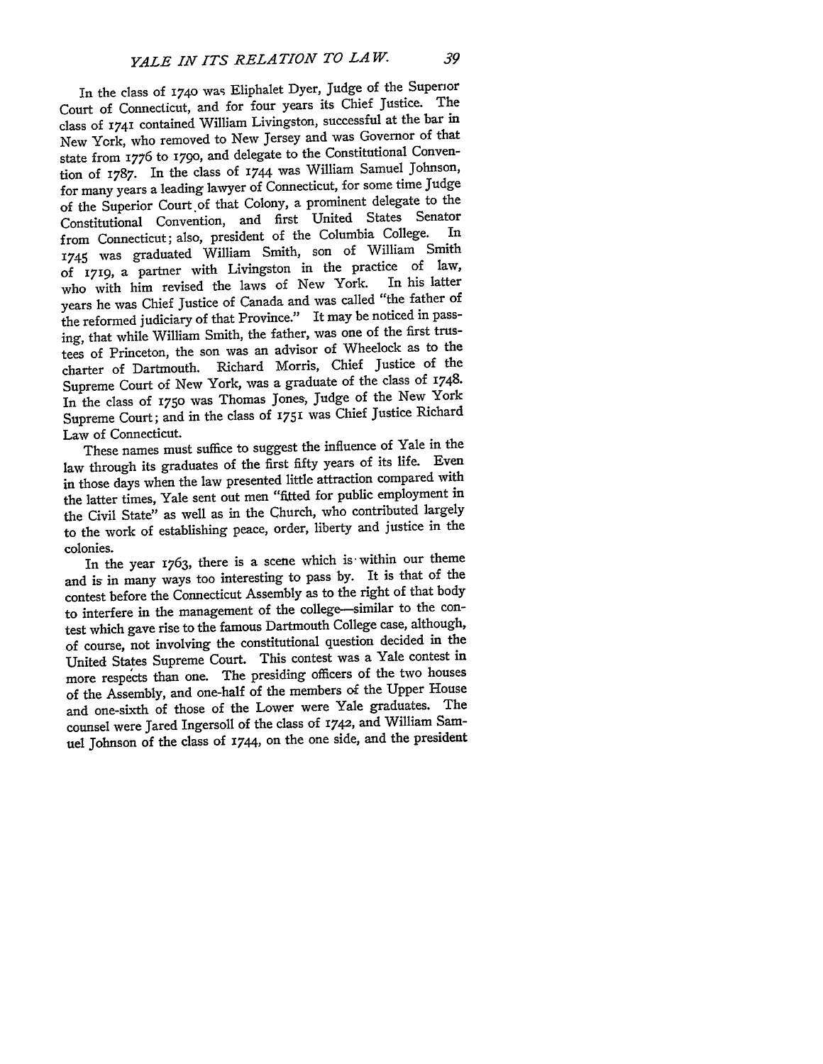In the class of 1740 was Eliphalet Dyer, Judge of the Superior Court of Connecticut, and for four years its Chief Justice. The class of 1741 contained William Livingston, successful at the bar in New York, who removed to New Jersey and was Governor of that state from 1776 to 1790, and delegate to the Constitutional Convention of 1787. In the class of 1744 was William Samuel Johnson, for many years a leading lawyer of Connecticut, for some time Judge of the Superior Court of that Colony, a prominent delegate to the Constitutional Convention, and first United States Senator from Connecticut; also, president of the Columbia College. In 1745 was graduated William Smith, son of William Smith of 1719, a partner with Livingston in the practice of law, who with him revised the laws of New York. In his latter years he was Chief Justice of Canada and was called "the father of the reformed judiciary of that Province." It may be noticed in passing, that while William Smith, the father, was one of the first trustees of Princeton, the son was an advisor of Wheelock as to the charter of Dartmouth. Richard Morris, Chief Justice of the Supreme Court of New York, was a graduate of the class of 1748. In the class of 1750 was Thomas Jones, Judge of the New York Supreme Court; and in the class of 1751 was Chief Justice Richard Law of Connecticut.

These names must suffice to suggest the influence of Yale in the law through its graduates of the first fifty years of its life. Even in those days when the law presented little attraction compared with the latter times, Yale sent out men "fitted for public employment in the Civil State" as well as in the Church, who contributed largely to the work of establishing peace, order, liberty and justice in the colonies.

In the year 1763, there is a scene which is within our theme and is in many ways too interesting to pass by. It is that of the contest before the Connecticut Assembly as to the right of that body to interfere in the management of the college—similar to the contest which gave rise to the famous Dartmouth College case, although, of course, not involving the constitutional question decided in the United States Supreme Court. This contest was a Yale contest in more respects than one. The presiding officers of the two houses of the Assembly, and one-half of the members of the Upper House and one-sixth of those of the Lower were Yale graduates. The counsel were Jared Ingersoll of the class of 1742, and William Samuel Johnson of the class of 1744, on the one side, and the president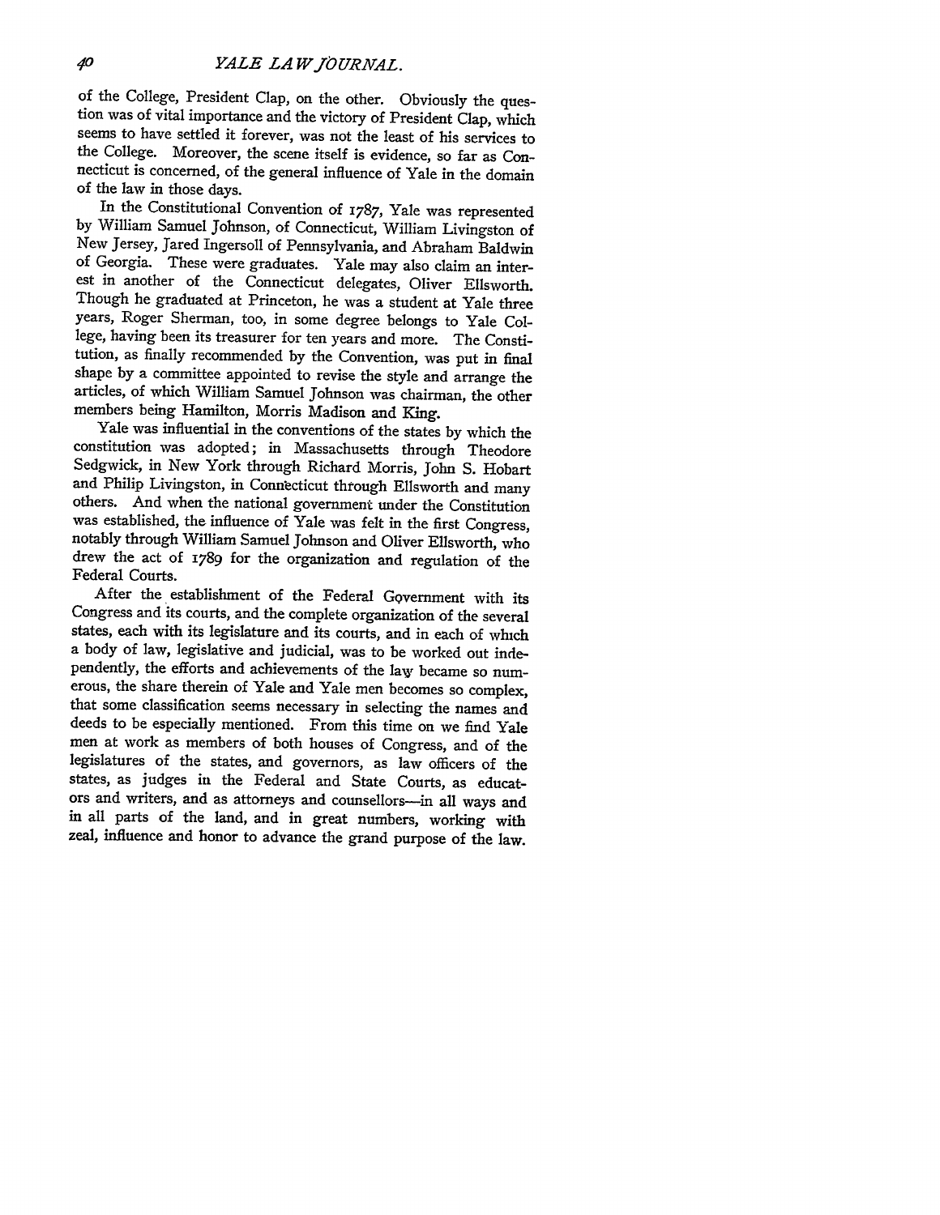of the College, President Clap, on the other. Obviously the question was of vital importance and the victory of President Clap, which seems to have settled it forever, was not the least of his services to the College. Moreover, the scene itself is evidence, so far as Connecticut is concerned, of the general influence of Yale in the domain of the law in those days.

In the Constitutional Convention of 1787, Yale was represented by William Samuel Johnson, of Connecticut, William Livingston of New Jersey, Jared Ingersoll of Pennsylvania, and Abraham Baldwin of Georgia. These were graduates. Yale may also claim an interest in another of the Connecticut delegates, Oliver Ellsworth. Though he graduated at Princeton, he was a student at Yale three years, Roger Sherman, too, in some degree belongs to Yale College, having been its treasurer for ten years and more. The Constitution, as finally recommended by the Convention, was put in final shape by a committee appointed to revise the style and arrange the articles, of which William Samuel Johnson was chairman, the other members being Hamilton, Morris Madison and King.

Yale was influential in the conventions of the states by which the constitution was adopted; in Massachusetts through Theodore Sedgwick, in New York through Richard Morris, John S. Hobart and Philip Livingston, in Connecticut through Ellsworth and many others. And when the national government under the Constitution was established, the influence of Yale was felt in the first Congress, notably through William Samuel Johnson and Oliver Ellsworth, who drew the act of 1789 for the organization and regulation of the Federal Courts.

After the establishment of the Federal Government with its Congress and its courts, and the complete organization of the several states, each with its legislature and its courts, and in each of which a body of law, legislative and judicial, was to be worked out independently, the efforts and achievements of the law became so numerous, the share therein of Yale and Yale men becomes so complex, that some classification seems necessary in selecting the names and deeds to be especially mentioned. From this time on we find Yale men at work as members of both houses of Congress, and of the legislatures of the states, and governors, as law officers of the states, as judges in the Federal and State Courts, as educators and writers, and as attorneys and counsellors—in all ways and in all parts of the land, and in great numbers, working with zeal, influence and honor to advance the grand purpose of the law.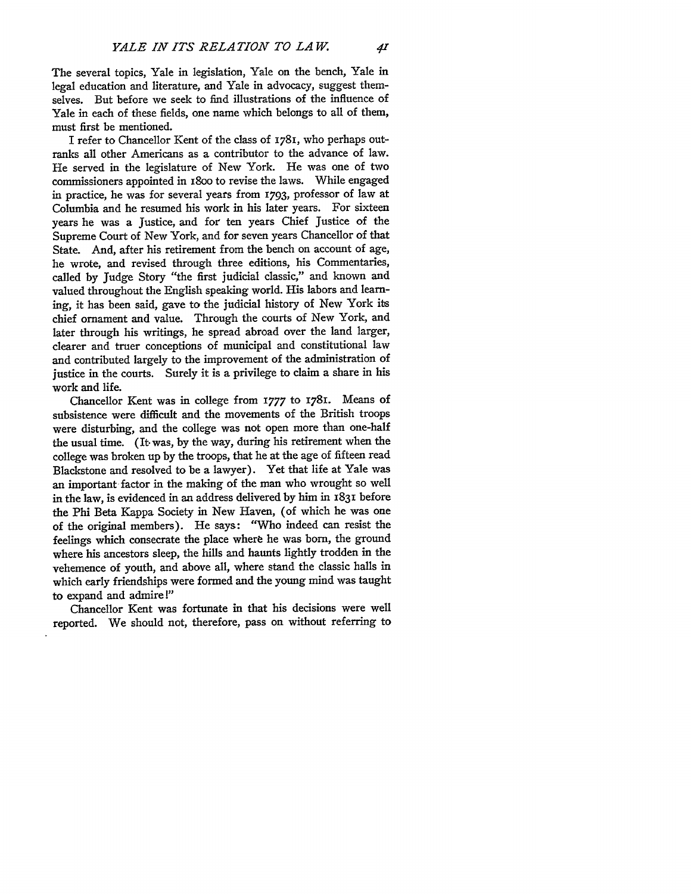The several topics, Yale in legislation, Yale on the bench, Yale in legal education and literature, and Yale in advocacy, suggest themselves. But before we seek to find illustrations of the influence of Yale in each of these fields, one name which belongs to all of them, must first be mentioned.

I refer to Chancellor Kent of the class of 1781, who perhaps outranks all other Americans as a contributor to the advance of law. He served in the legislature of New York. He was one of two commissioners appointed in 1800 to revise the laws. While engaged in practice, he was for several years from 1793, professor of law at Columbia and he resumed his work in his later years. For sixteen years he was a Justice, and for ten years Chief Justice of the Supreme Court of New York, and for seven years Chancellor of that State. And, after his retirement from the bench on account of age, he wrote, and revised through three editions, his Commentaries, called by Judge Story "the first judicial classic," and known and valued throughout the English speaking world. His labors and learning, it has been said, gave to the judicial history of New York its chief ornament and value. Through the courts of New York, and later through his writings, he spread abroad over the land larger, clearer and truer conceptions of municipal and constitutional law and contributed largely to the improvement of the administration of justice in the courts. Surely it is a privilege to claim a share in his work and life.

Chancellor Kent was in college from 1777 to 1781. Means of subsistence were difficult and the movements of the British troops were disturbing, and the college was not open more than one-half the usual time. (It was, by the way, during his retirement when the college was broken up by the troops, that he at the age of fifteen read Blackstone and resolved to be a lawyer). Yet that life at Yale was an important factor in the making of the man who wrought so well in the law, is evidenced in an address delivered by him in 1831 before the Phi Beta Kappa Society in New Haven, (of which he was one of the original members). He says: "Who indeed can resist the feelings which consecrate the place where he was born, the ground where his ancestors sleep, the hills and haunts lightly trodden in the vehemence of youth, and above all, where stand the classic halls in which early friendships were formed and the young mind was taught to expand and admire!"

Chancellor Kent was fortunate in that his decisions were well reported. We should not, therefore, pass on without referring to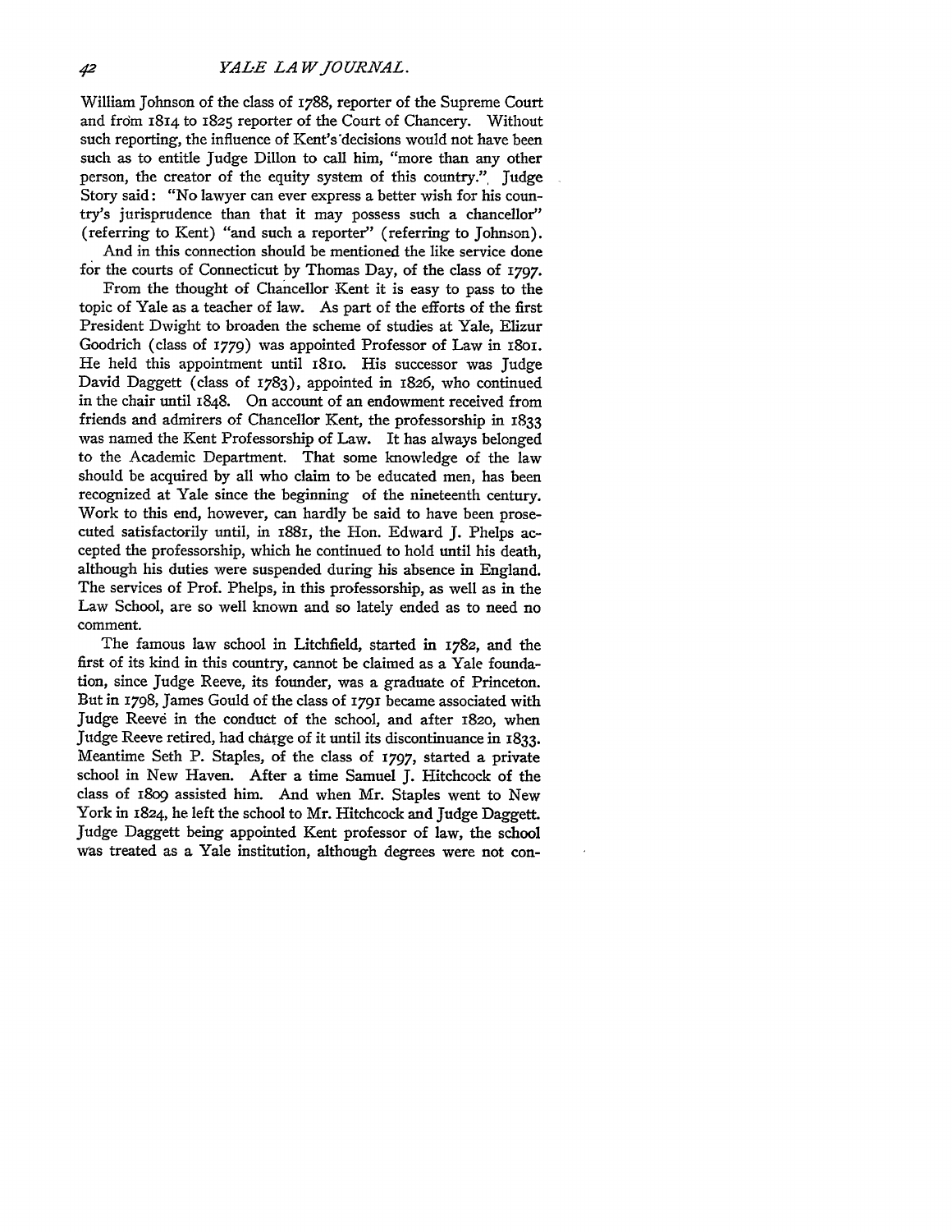William Johnson of the class of 1788, reporter of the Supreme Court and from 1814 to 1825 reporter of the Court of Chancery. Without such reporting, the influence of Kent's decisions would not have been such as to entitle Judge Dillon to call him, "more than any other person, the creator of the equity system of this country." Judge Story said: "No lawyer can ever express a better wish for his country's jurisprudence than that it may possess such a chancellor" (referring to Kent) "and such a reporter" (referring to Johnson).

And in this connection should be mentioned the like service done for the courts of Connecticut by Thomas Day, of the class of 1797.

From the thought of Chancellor Kent it is easy to pass to the topic of Yale as a teacher of law. As part of the efforts of the first President Dwight to broaden the scheme of studies at Yale, Elizur Goodrich (class of 1779) was appointed Professor of Law in 1801. He held this appointment until 1810. His successor was Judge David Daggett (class of 1783), appointed in 1826, who continued in the chair until 1848. On account of an endowment received from friends and admirers of Chancellor Kent, the professorship in 1833 was named the Kent Professorship of Law. It has always belonged to the Academic Department. That some knowledge of the law should be acquired by all who claim to be educated men, has been recognized at Yale since the beginning of the nineteenth century. Work to this end, however, can hardly be said to have been prosecuted satisfactorily until, in 1881, the Hon. Edward J. Phelps accepted the professorship, which he continued to hold until his death, although his duties were suspended during his absence in England. The services of Prof. Phelps, in this professorship, as well as in the Law School, are so well known and so lately ended as to need no comment.

The famous law school in Litchfield, started in 1782, and the first of its kind in this country, cannot be claimed as a Yale foundation, since Judge Reeve, its founder, was a graduate of Princeton. But in 1798, James Gould of the class of 1791 became associated with Judge Reeve in the conduct of the school, and after 1820, when Judge Reeve retired, had charge of it until its discontinuance in 1833. Meantime Seth P. Staples, of the class of 1797, started a private school in New Haven. After a time Samuel J. Hitchcock of the class of 1809 assisted him. And when Mr. Staples went to New York in 1824, he left the school to Mr. Hitchcock and Judge Daggett. Judge Daggett being appointed Kent professor of law, the school was treated as a Yale institution, although degrees were not con-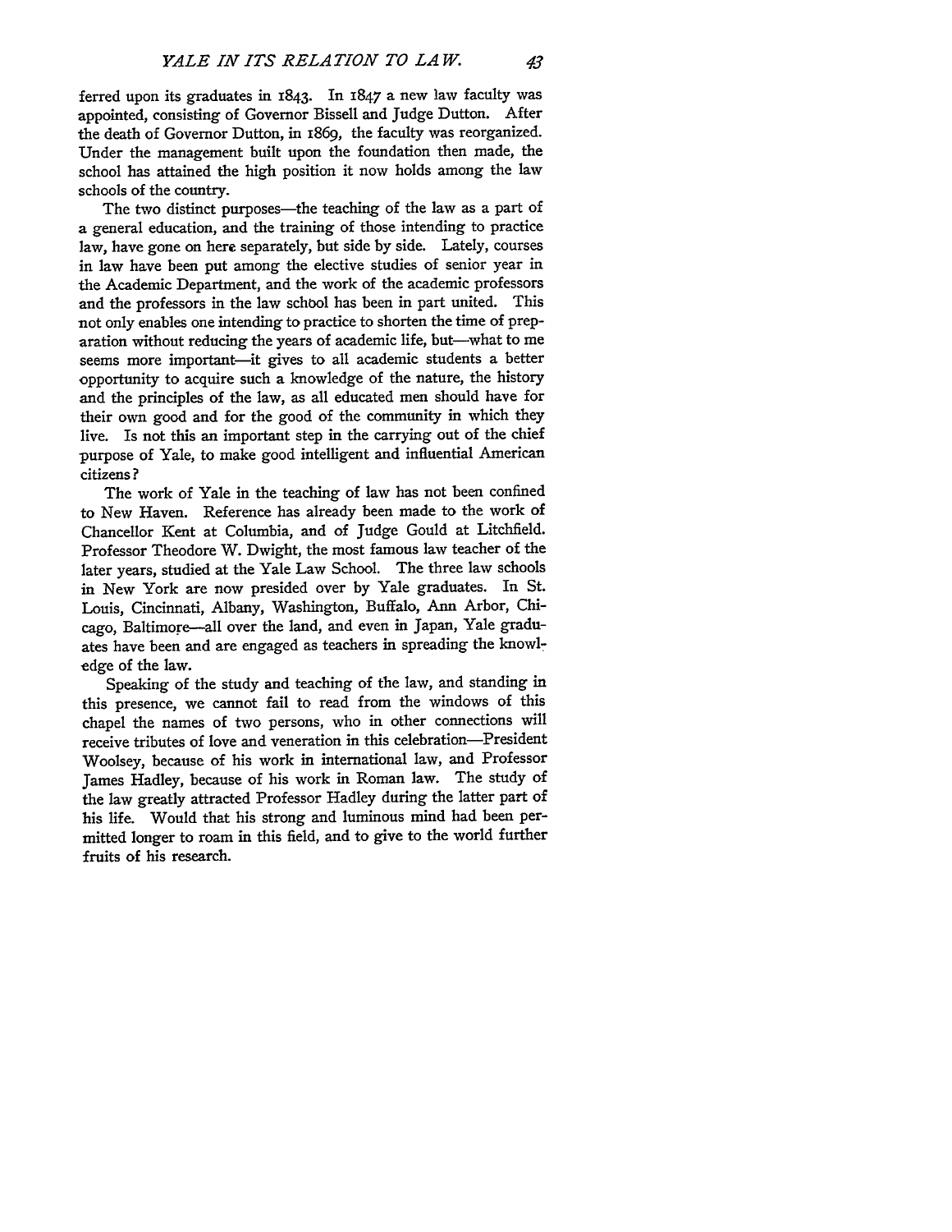ferred upon its graduates in 1843. In 1847 a new law faculty was appointed, consisting of Governor Bissell and Judge Dutton. After the death of Governor Dutton, in 1869, the faculty was reorganized. Under the management built upon the foundation then made, the school has attained the high position it now holds among the law schools of the country.

The two distinct purposes—the teaching of the law as a part of a general education, and the training of those intending to practice law, have gone on here separately, but side by side. Lately, courses in law have been put among the elective studies of senior year in the Academic Department, and the work of the academic professors and the professors in the law school has been in part united. This not only enables one intending to practice to shorten the time of preparation without reducing the years of academic life, but—what to me seems more important—it gives to all academic students a better opportunity to acquire such a knowledge of the nature, the history and the principles of the law, as all educated men should have for their own good and for the good of the community in which they live. Is not this an important step in the carrying out of the chief purpose of Yale, to make good intelligent and influential American citizens?

The work of Yale in the teaching of law has not been confined to New Haven. Reference has already been made to the work of Chancellor Kent at Columbia, and of Judge Gould at Litchfield. Professor Theodore W. Dwight, the most famous law teacher of the later years, studied at the Yale Law School. The three law schools in New York are now presided over by Yale graduates. In St. Louis, Cincinnati, Albany, Washington, Buffalo, Ann Arbor, Chicago, Baltimore—all over the land, and even in Japan, Yale graduates have been and are engaged as teachers in spreading the knowledge of the law.

Speaking of the study and teaching of the law, and standing in this presence, we cannot fail to read from the windows of this chapel the names of two persons, who in other connections will receive tributes of love and veneration in this celebration—President Woolsey, because of his work in international law, and Professor James Hadley, because of his work in Roman law. The study of the law greatly attracted Professor Hadley during the latter part of his life. Would that his strong and luminous mind had been permitted longer to roam in this field, and to give to the world further fruits of his research.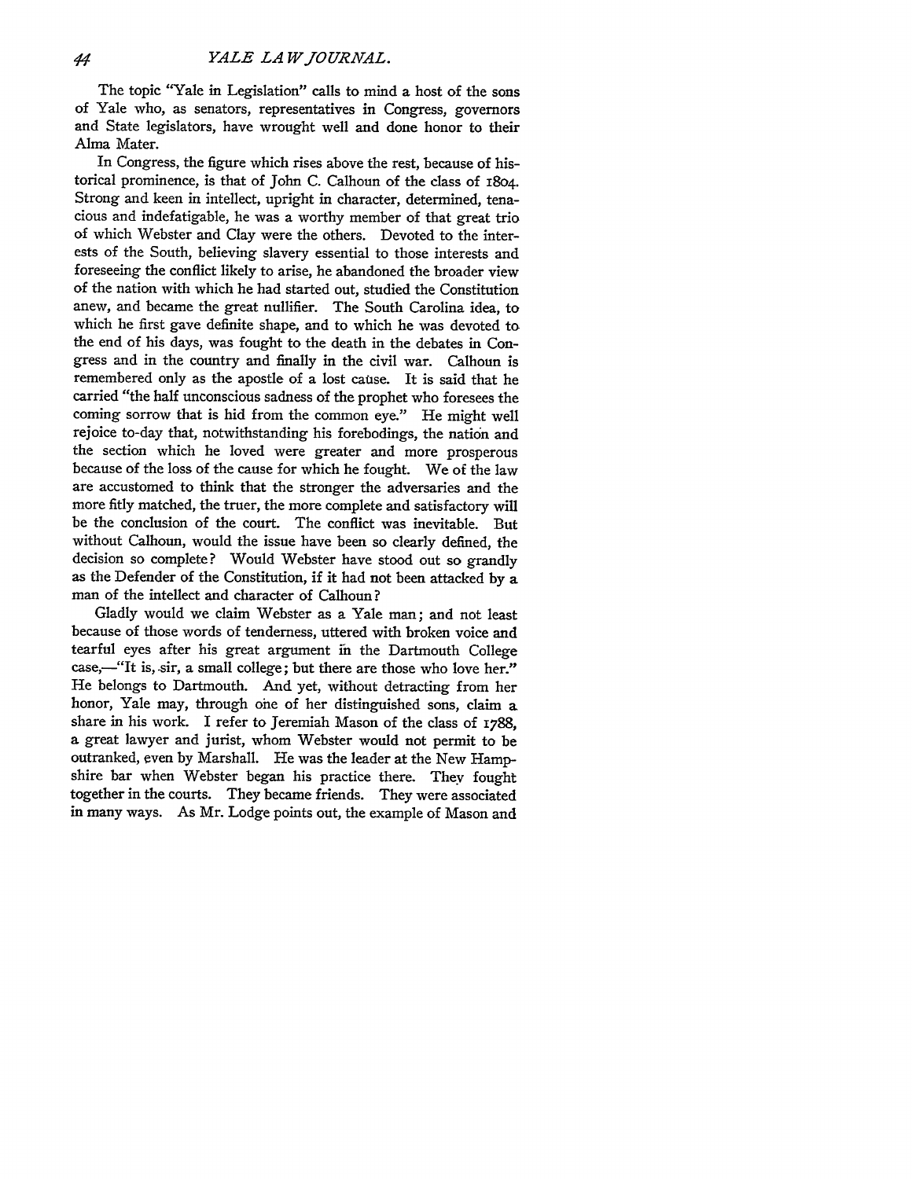The topic "Yale in Legislation" calls to mind a host of the sons of Yale who, as senators, representatives in Congress, governors and State legislators, have wrought well and done honor to their Alma Mater.

In Congress, the figure which rises above the rest, because of historical prominence, is that of John C. Calhoun of the class of 1804. Strong and keen in intellect, upright in character, determined, tenacious and indefatigable, he was a worthy member of that great trio of which Webster and Clay were the others. Devoted to the interests of the South, believing slavery essential to those interests and foreseeing the conflict likely to arise, he abandoned the broader view of the nation with which he had started out, studied the Constitution anew, and became the great nullifier. The South Carolina idea, to which he first gave definite shape, and to which he was devoted to the end of his days, was fought to the death in the debates in Congress and in the country and finally in the civil war. Calhoun is remembered only as the apostle of a lost cause. It is said that he carried "the half unconscious sadness of the prophet who foresees the coming sorrow that is hid from the common eye." He might well rejoice to-day that, notwithstanding his forebodings, the nation and the section which he loved were greater and more prosperous because of the loss of the cause for which he fought. We of the law are accustomed to think that the stronger the adversaries and the more fitly matched, the truer, the more complete and satisfactory will be the conclusion of the court. The conflict was inevitable. But without Calhoun, would the issue have been so clearly defined, the decision so complete? Would Webster have stood out so grandly as the Defender of the Constitution, if it had not been attacked by a man of the intellect and character of Calhoun?

Gladly would we claim Webster as a Yale man; and not least because of those words of tenderness, uttered with broken voice and tearful eyes after his great argument in the Dartmouth College case,—"It is, sir, a small college; but there are those who love her." He belongs to Dartmouth. And yet, without detracting from her honor, Yale may, through one of her distinguished sons, claim a share in his work. I refer to Jeremiah Mason of the class of 1788, a great lawyer and jurist, whom Webster would not permit to be outranked, even by Marshall. He was the leader at the New Hampshire bar when Webster began his practice there. They fought together in the courts. They became friends. They were associated in many ways. As Mr. Lodge points out, the example of Mason and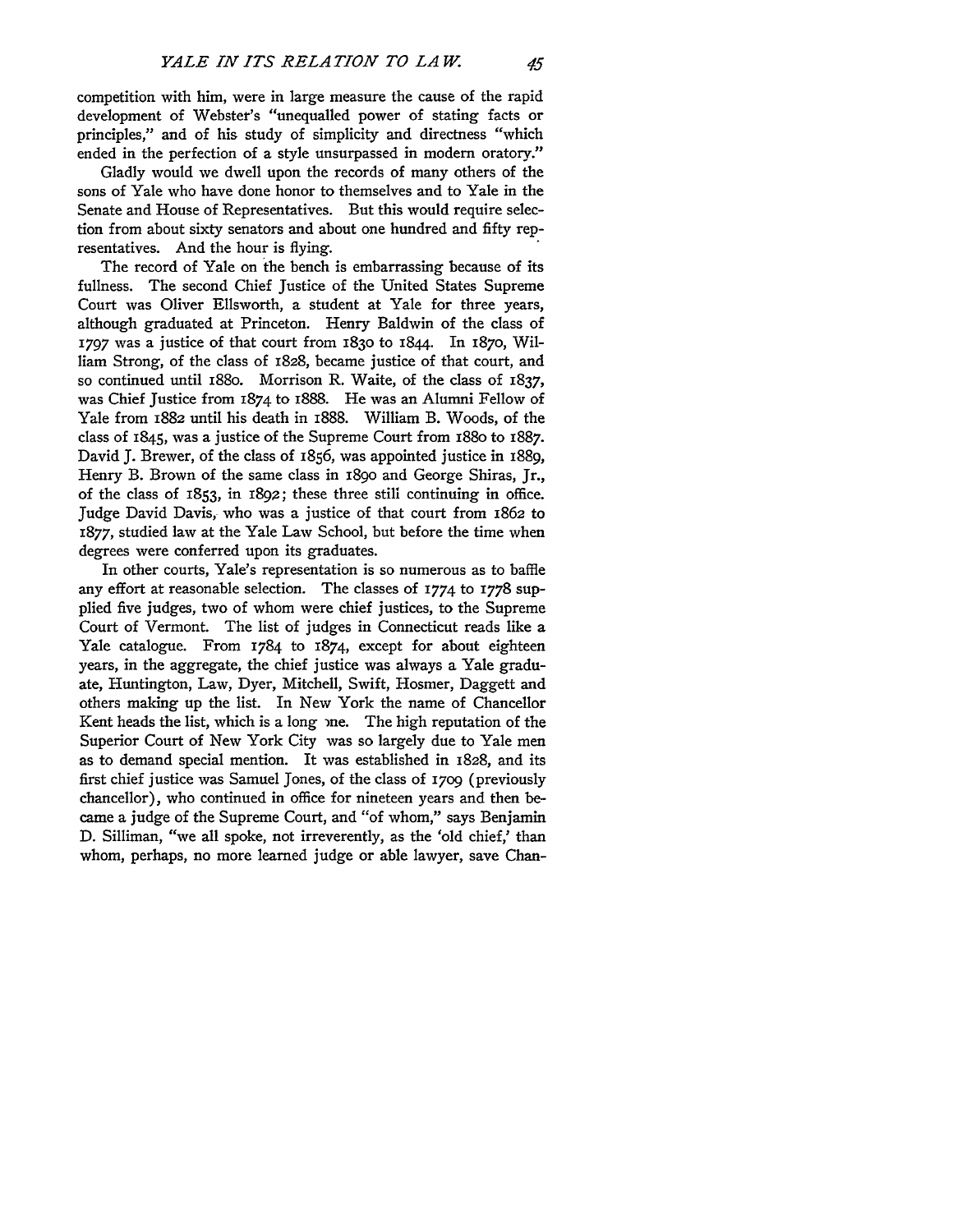competition with him, were in large measure the cause of the rapid development of Webster's "unequalled power of stating facts or principles," and of his study of simplicity and directness "which ended in the perfection of a style unsurpassed in modern oratory."

Gladly would we dwell upon the records of many others of the sons of Yale who have done honor to themselves and to Yale in the Senate and House of Representatives. But this would require selection from about sixty senators and about one hundred and fifty representatives. And the hour is flying.

The record of Yale on the bench is embarrassing because of its fullness. The second Chief Justice of the United States Supreme Court was Oliver Ellsworth, a student at Yale for three years, although graduated at Princeton. Henry Baldwin of the class of 1797 was a justice of that court from 1830 to 1844. In 1870, William Strong, of the class of 1828, became justice of that court, and so continued until 1880. Morrison R. Waite, of the class of 1837, was Chief Justice from 1874 to 1888. He was an Alumni Fellow of Yale from 1882 until his death in 1888. William B. Woods, of the class of 1845, was a justice of the Supreme Court from 1880 to 1887. David J. Brewer, of the class of 1856, was appointed justice in 1889, Henry B. Brown of the same class in 1890 and George Shiras, Jr., of the class of 1853, in 1892; these three still continuing in office. Judge David Davis, who was a justice of that court from 1862 to 1877, studied law at the Yale Law School, but before the time when degrees were conferred upon its graduates.

In other courts, Yale's representation is so numerous as to baffle any effort at reasonable selection. The classes of 1774 to 1778 supplied five judges, two of whom were chief justices, to the Supreme Court of Vermont. The list of judges in Connecticut reads like a Yale catalogue. From 1784 to 1874, except for about eighteen years, in the aggregate, the chief justice was always a Yale graduate, Huntington, Law, Dyer, Mitchell, Swift, Hosmer, Daggett and others making up the list. In New York the name of Chancellor Kent heads the list, which is a long one. The high reputation of the Superior Court of New York City was so largely due to Yale men as to demand special mention. It was established in 1828, and its first chief justice was Samuel Jones, of the class of 1709 (previously chancellor), who continued in office for nineteen years and then became a judge of the Supreme Court, and "of whom," says Benjamin D. Silliman, "we all spoke, not irreverently, as the 'old chief,' than whom, perhaps, no more learned judge or able lawyer, save Chan-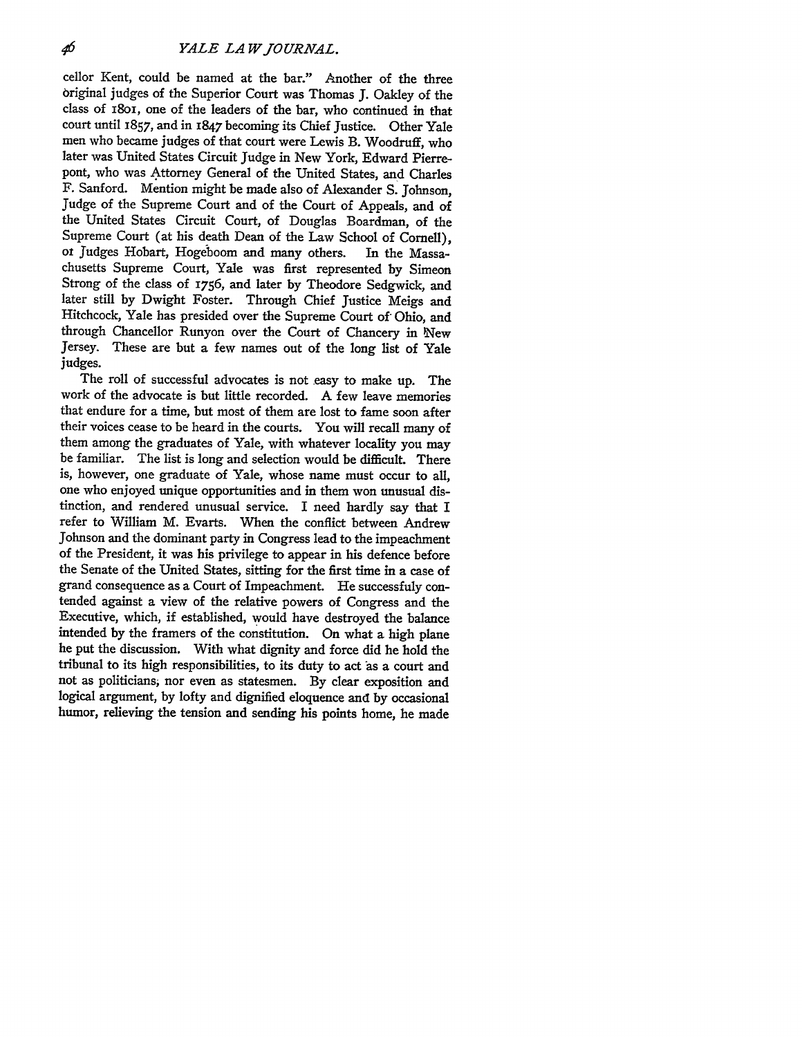cellor Kent, could be named at the bar." Another of the three original judges of the Superior Court was Thomas J. Oakley of the class of 1801, one of the leaders of the bar, who continued in that court until 1857, and in 1847 becoming its Chief Justice. Other Yale men who became judges of that court were Lewis B. Woodruff, who later was United States Circuit Judge in New York, Edward Pierrepont, who was Attorney General of the United States, and Charles F. Sanford. Mention might be made also of Alexander S. Johnson, Judge of the Supreme Court and of the Court of Appeals, and of the United States Circuit Court, of Douglas Boardman, of the Supreme Court (at his death Dean of the Law School of Cornell), or Judges Hobart, Hogeboom and many others. In the Massachusetts Supreme Court, Yale was first represented by Simeon Strong of the class of 1756, and later by Theodore Sedgwick, and later still by Dwight Foster. Through Chief Justice Meigs and Hitchcock, Yale has presided over the Supreme Court of Ohio, and through Chancellor Runyon over the Court of Chancery in New Jersey. These are but a few names out of the long list of Yale judges.

The roll of successful advocates is not easy to make up. The work of the advocate is but little recorded. A few leave memories that endure for a time, but most of them are lost to fame soon after their voices cease to be heard in the courts. You will recall many of them among the graduates of Yale, with whatever locality you may be familiar. The list is long and selection would be difficult. There is, however, one graduate of Yale, whose name must occur to all, one who enjoyed unique opportunities and in them won unusual distinction, and rendered unusual service. I need hardly say that I refer to William M. Evarts. When the conflict between Andrew Johnson and the dominant party in Congress lead to the impeachment of the President, it was his privilege to appear in his defence before the Senate of the United States, sitting for the first time in a case of grand consequence as a Court of Impeachment. He successfuly contended against a view of the relative powers of Congress and the Executive, which, if established, would have destroyed the balance intended by the framers of the constitution. On what a high plane he put the discussion. With what dignity and force did he hold the tribunal to its high responsibilities, to its duty to act as a court and not as politicians, nor even as statesmen. By clear exposition and logical argument, by lofty and dignified eloquence and by occasional humor, relieving the tension and sending his points home, he made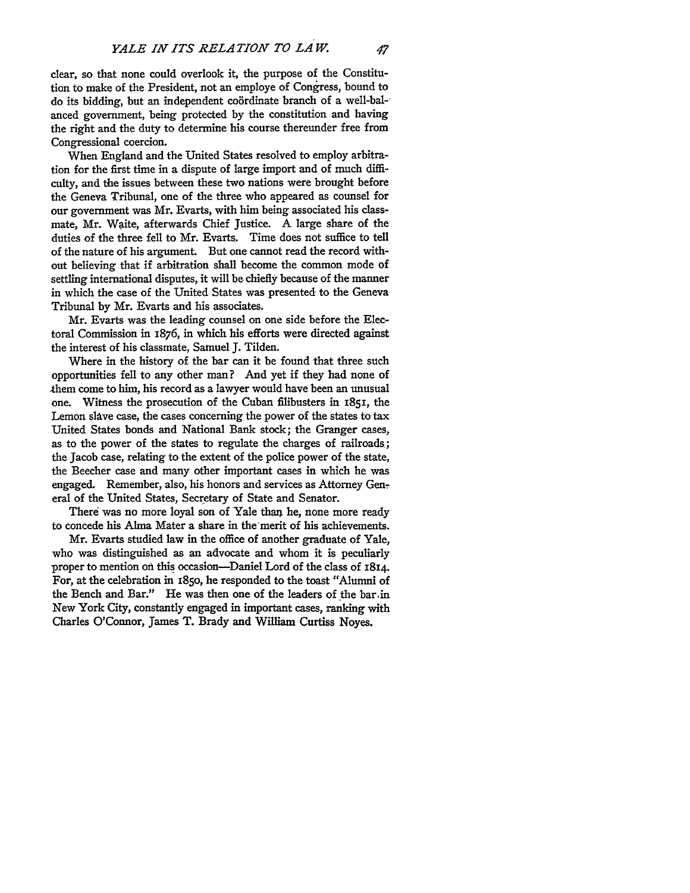clear, so that none could overlook it, the purpose of the Constitution to make of the President, not an employe of Congress, bound to do its bidding, but an independent coördinate branch of a well-balanced government, being protected by the constitution and having the right and the duty to determine his course thereunder free from Congressional coercion.

When England and the United States resolved to employ arbitration for the first time in a dispute of large import and of much difficulty, and the issues between these two nations were brought before the Geneva Tribunal, one of the three who appeared as counsel for our government was Mr. Evarts, with him being associated his classmate, Mr. Waite, afterwards Chief Justice. A large share of the duties of the three fell to Mr. Evarts. Time does not suffice to tell of the nature of his argument. But one cannot read the record without believing that if arbitration shall become the common mode of settling international disputes, it will be chiefly because of the manner in which the case of the United States was presented to the Geneva Tribunal by Mr. Evarts and his associates.

Mr. Evarts was the leading counsel on one side before the Electoral Commission in 1876, in which his efforts were directed against the interest of his classmate, Samuel J. Tilden.

Where in the history of the bar can it be found that three such opportunities fell to any other man? And yet if they had none of them come to him, his record as a lawyer would have been an unusual one. Witness the prosecution of the Cuban filibusters in 1851, the Lemon slave case, the cases concerning the power of the states to tax United States bonds and National Bank stock; the Granger cases, as to the power of the states to regulate the charges of railroads; the Jacob case, relating to the extent of the police power of the state, the Beecher case and many other important cases in which he was engaged. Remember, also, his honors and services as Attorney General of the United States, Secretary of State and Senator.

There was no more loyal son of Yale than he, none more ready to concede his Alma Mater a share in the merit of his achievements.

Mr. Evarts studied law in the office of another graduate of Yale, who was distinguished as an advocate and whom it is peculiarly proper to mention on this occasion—Daniel Lord of the class of 1814. For, at the celebration in 1850, he responded to the toast "Alumni of the Bench and Bar." He was then one of the leaders of the bar in New York City, constantly engaged in important cases, ranking with Charles O'Connor, James T. Brady and William Curtiss Noyes.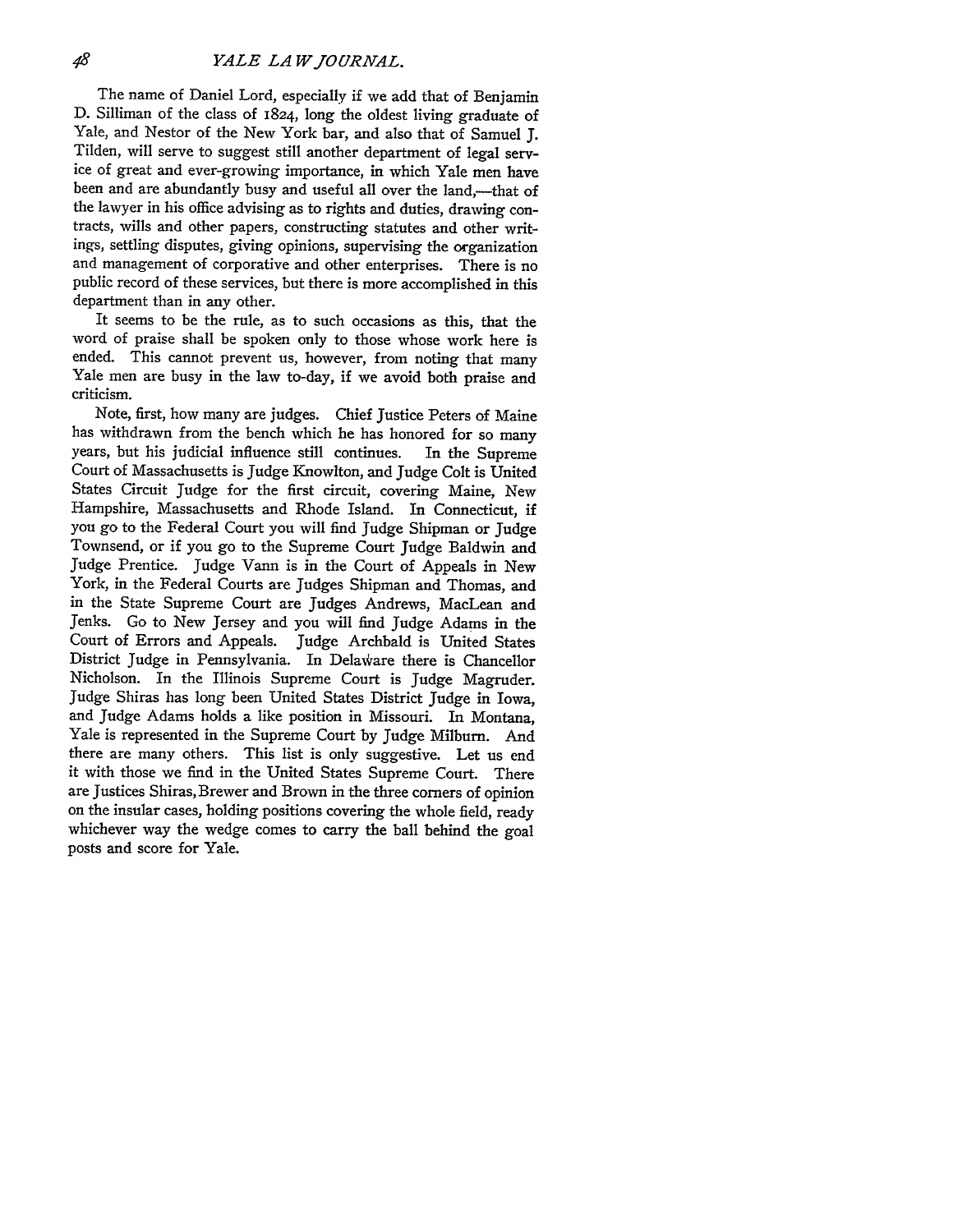The name of Daniel Lord, especially if we add that of Benjamin D. Silliman of the class of 1824, long the oldest living graduate of Yale, and Nestor of the New York bar, and also that of Samuel J. Tilden, will serve to suggest still another department of legal service of great and ever-growing importance, in which Yale men have been and are abundantly busy and useful all over the land,—that of the lawyer in his office advising as to rights and duties, drawing contracts, wills and other papers, constructing statutes and other writings, settling disputes, giving opinions, supervising the organization and management of corporative and other enterprises. There is no public record of these services, but there is more accomplished in this department than in any other.

It seems to be the rule, as to such occasions as this, that the word of praise shall be spoken only to those whose work here is ended. This cannot prevent us, however, from noting that many Yale men are busy in the law to-day, if we avoid both praise and criticism.

Note, first, how many are judges. Chief Justice Peters of Maine has withdrawn from the bench which he has honored for so many years, but his judicial influence still continues. In the Supreme Court of Massachusetts is Judge Knowlton, and Judge Colt is United States Circuit Judge for the first circuit, covering Maine, New Hampshire, Massachusetts and Rhode Island. In Connecticut, if you go to the Federal Court you will find Judge Shipman or Judge Townsend, or if you go to the Supreme Court Judge Baldwin and Judge Prentice. Judge Vann is in the Court of Appeals in New York, in the Federal Courts are Judges Shipman and Thomas, and in the State Supreme Court are Judges Andrews, MacLean and Jenks. Go to New Jersey and you will find Judge Adams in the Court of Errors and Appeals. Judge Archbald is United States District Judge in Pennsylvania. In Delaware there is Chancellor Nicholson. In the Illinois Supreme Court is Judge Magruder. Judge Shiras has long been United States District Judge in Iowa, and Judge Adams holds a like position in Missouri. In Montana, Yale is represented in the Supreme Court by Judge Milburn. And there are many others. This list is only suggestive. Let us end it with those we find in the United States Supreme Court. There are Justices Shiras, Brewer and Brown in the three corners of opinion on the insular cases, holding positions covering the whole field, ready whichever way the wedge comes to carry the ball behind the goal posts and score for Yale.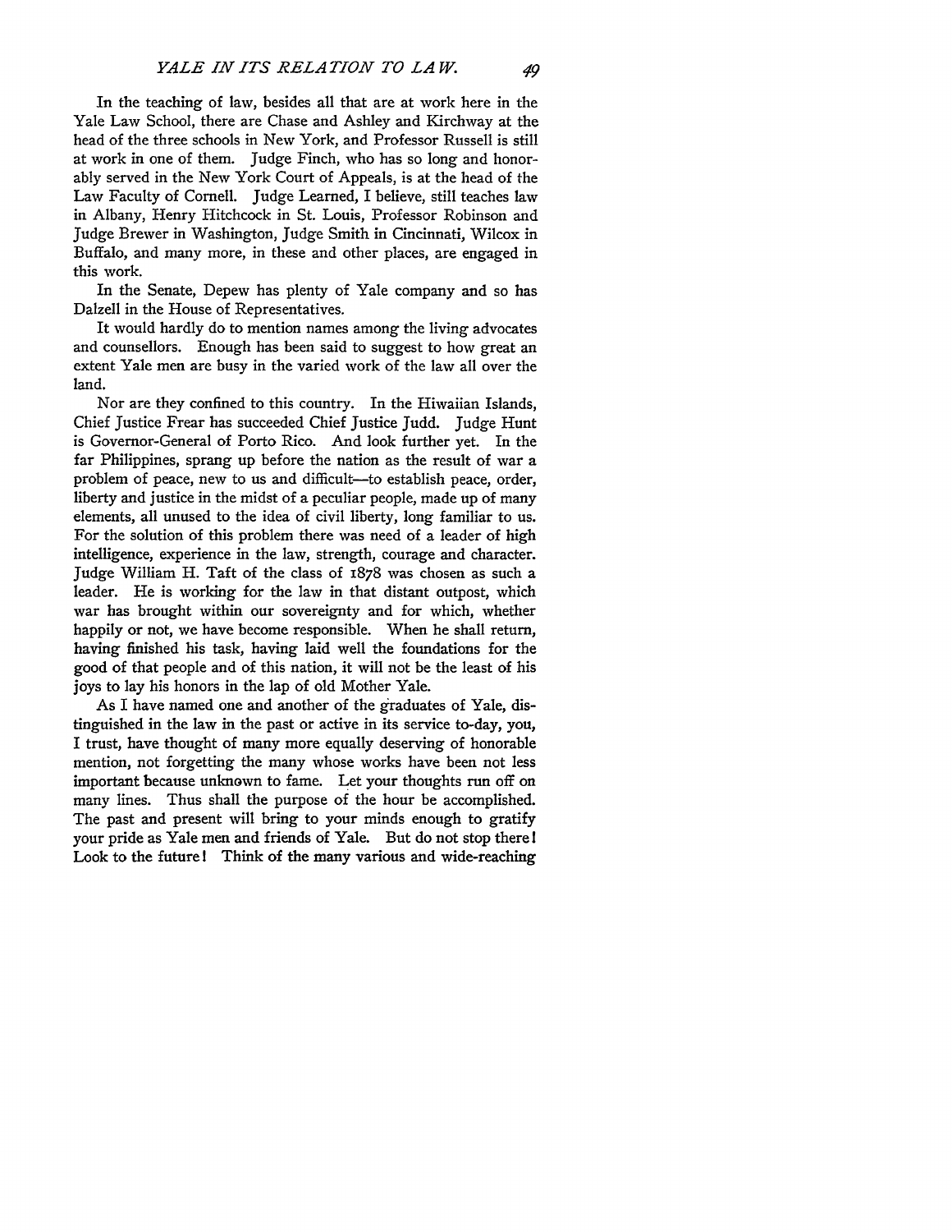In the teaching of law, besides all that are at work here in the Yale Law School, there are Chase and Ashley and Kirchway at the head of the three schools in New York, and Professor Russell is still at work in one of them. Judge Finch, who has so long and honorably served in the New York Court of Appeals, is at the head of the Law Faculty of Cornell. Judge Learned, I believe, still teaches law in Albany, Henry Hitchcock in St. Louis, Professor Robinson and Judge Brewer in Washington, Judge Smith in Cincinnati, Wilcox in Buffalo, and many more, in these and other places, are engaged in this work.

In the Senate, Depew has plenty of Yale company and so has Dalzell in the House of Representatives.

It would hardly do to mention names among the living advocates and counsellors. Enough has been said to suggest to how great an extent Yale men are busy in the varied work of the law all over the land.

Nor are they confined to this country. In the Hiwaiian Islands, Chief Justice Frear has succeeded Chief Justice Judd. Judge Hunt is Governor-General of Porto Rico. And look further yet. In the far Philippines, sprang up before the nation as the result of war a problem of peace, new to us and difficult—to establish peace, order, liberty and justice in the midst of a peculiar people, made up of many elements, all unused to the idea of civil liberty, long familiar to us. For the solution of this problem there was need of a leader of high intelligence, experience in the law, strength, courage and character. Judge William H. Taft of the class of 1878 was chosen as such a leader. He is working for the law in that distant outpost, which war has brought within our sovereignty and for which, whether happily or not, we have become responsible. When he shall return, having finished his task, having laid well the foundations for the good of that people and of this nation, it will not be the least of his joys to lay his honors in the lap of old Mother Yale.

As I have named one and another of the graduates of Yale, distinguished in the law in the past or active in its service to-day, you, I trust, have thought of many more equally deserving of honorable mention, not forgetting the many whose works have been not less important because unknown to fame. Let your thoughts run off on many lines. Thus shall the purpose of the hour be accomplished. The past and present will bring to your minds enough to gratify your pride as Yale men and friends of Yale. But do not stop there! Look to the future! Think of the many various and wide-reaching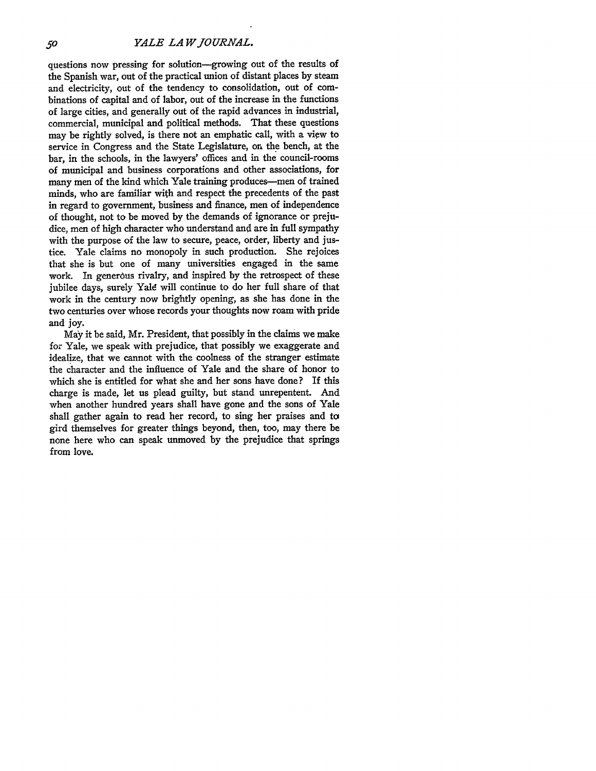questions now pressing for solution—growing out of the results of the Spanish war, out of the practical union of distant places by steam and electricity, out of the tendency to consolidation, out of combinations of capital and of labor, out of the increase in the functions of large cities, and generally out of the rapid advances in industrial, commercial, municipal and political methods. That these questions may be rightly solved, is there not an emphatic call, with a view to service in Congress and the State Legislature, on the bench, at the bar, in the schools, in the lawyers' offices and in the council-rooms of municipal and business corporations and other associations, for many men of the kind which Yale training produces—men of trained minds, who are familiar with and respect the precedents of the past in regard to government, business and finance, men of independence of thought, not to be moved by the demands of ignorance or prejudice, men of high character who understand and are in full sympathy with the purpose of the law to secure, peace, order, liberty and justice. Yale claims no monopoly in such production. She rejoices that she is but one of many universities engaged in the same work. In generous rivalry, and inspired by the retrospect of these jubilee days, surely Yale will continue to do her full share of that work in the century now brightly opening, as she has done in the two centuries over whose records your thoughts now roam with pride and joy.

May it be said, Mr. President, that possibly in the claims we make for Yale, we speak with prejudice, that possibly we exaggerate and idealize, that we cannot with the coolness of the stranger estimate the character and the influence of Yale and the share of honor to which she is entitled for what she and her sons have done? If this charge is made, let us plead guilty, but stand unrepentent. And when another hundred years shall have gone and the sons of Yale shall gather again to read her record, to sing her praises and to gird themselves for greater things beyond, then, too, may there be none here who can speak unmoved by the prejudice that springs from love.